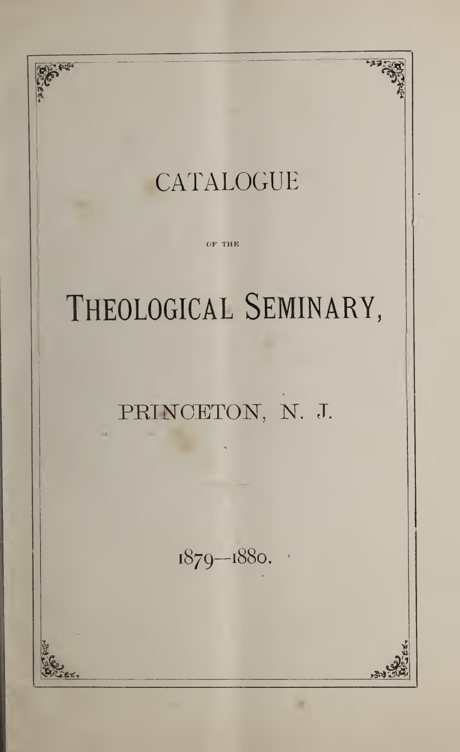# CATALOGUE

OF THE

# THEOLOGICAL SEMINARY,

PRINCETON, N. J.

1879—1880.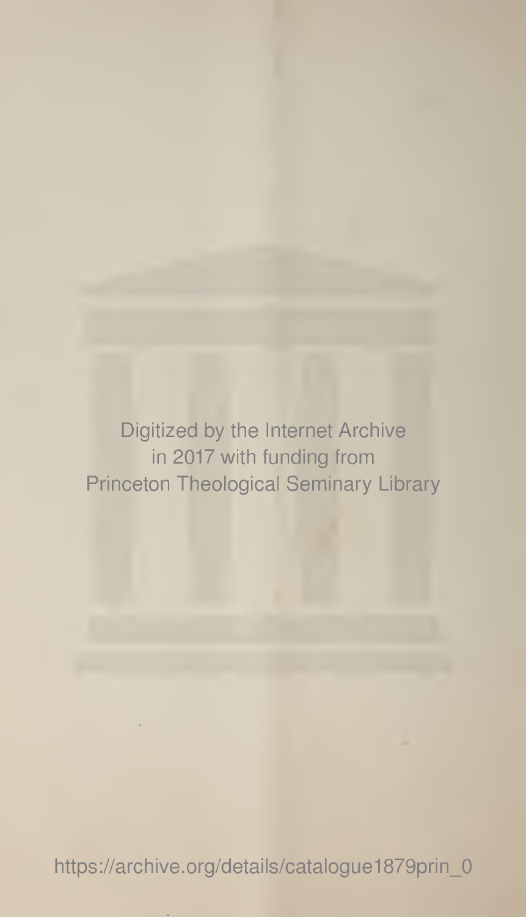Digitized by the Internet Archive
in 2017 with funding from
Princeton Theological Seminary Library

https://archive.org/details/catalogue1879prin_0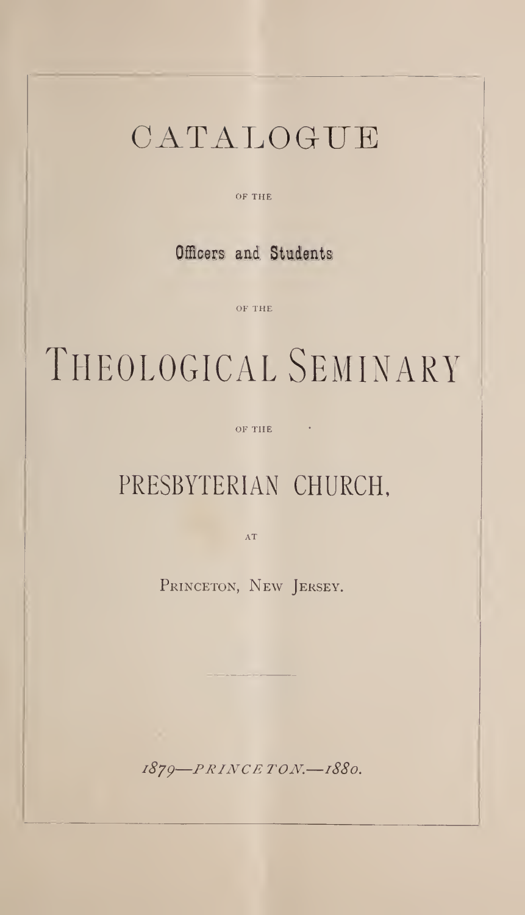# CATALOGUE

OF THE

**Officers and Students**

OF THE

# THEOLOGICAL SEMINARY

OF THE

## PRESBYTERIAN CHURCH,

AT

PRINCETON, NEW JERSEY.

---

*1879—PRINCETON.—1880.*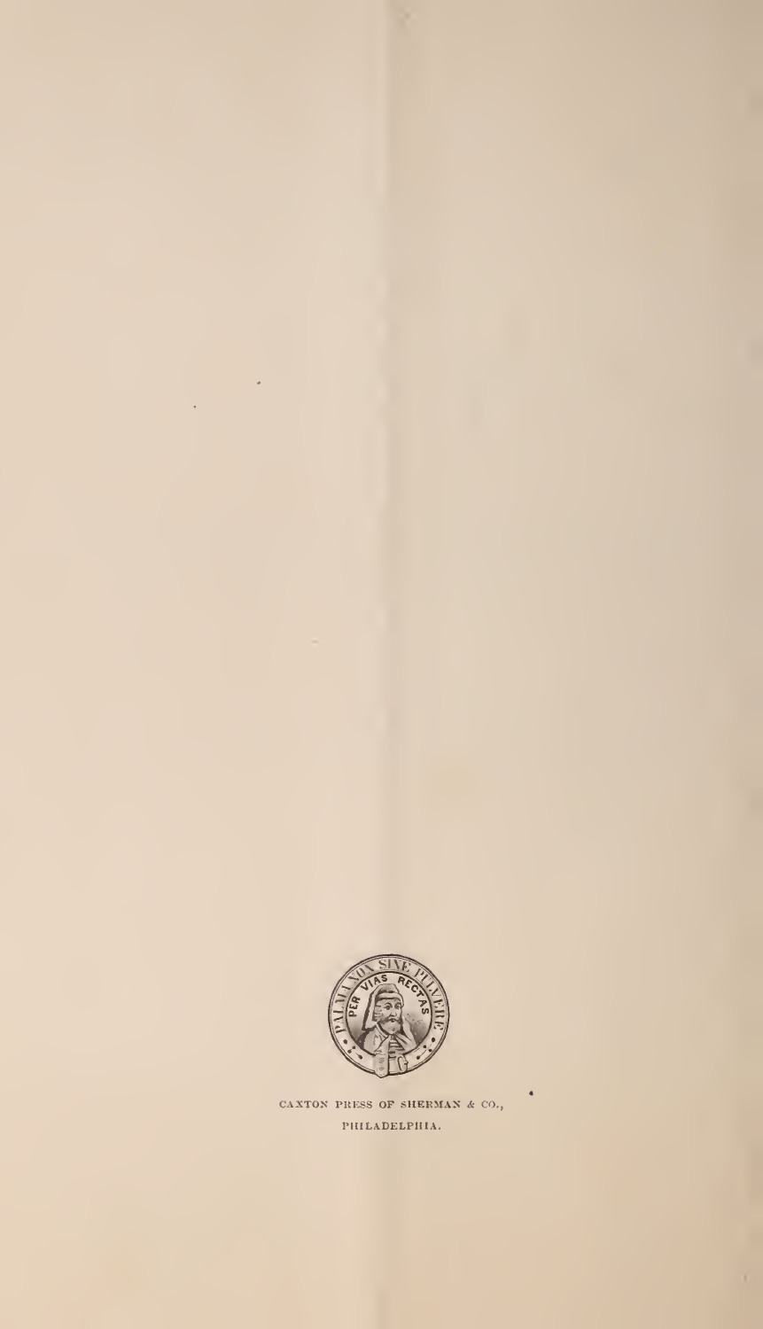CAXTON PRESS OF SHERMAN & CO.,
PHILADELPHIA.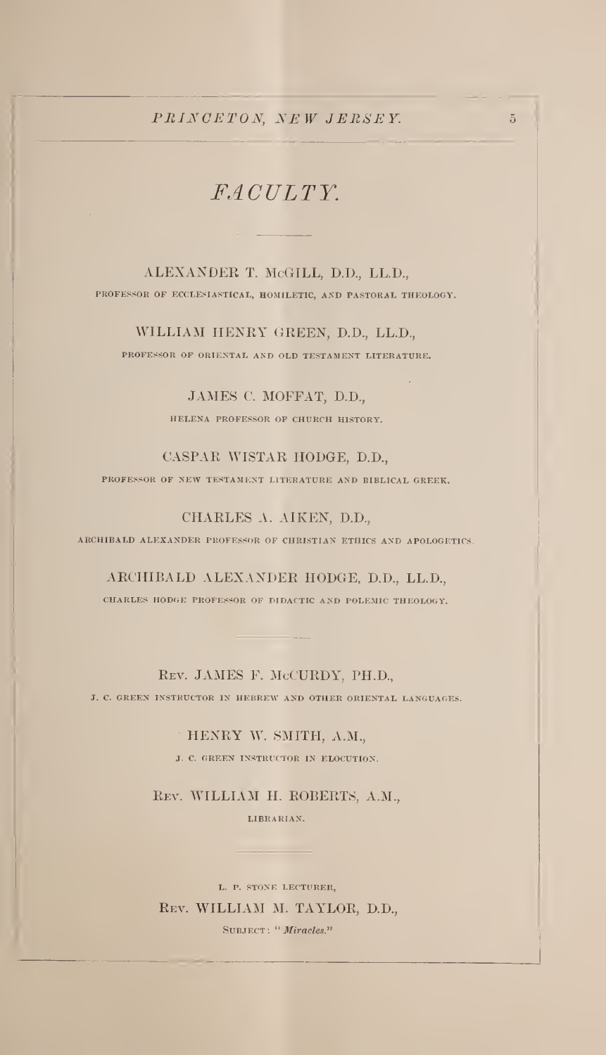# *FACULTY.*

ALEXANDER T. McGILL, D.D., LL.D.,

PROFESSOR OF ECCLESIASTICAL, HOMILETIC, AND PASTORAL THEOLOGY.

WILLIAM HENRY GREEN, D.D., LL.D.,

PROFESSOR OF ORIENTAL AND OLD TESTAMENT LITERATURE.

JAMES C. MOFFAT, D.D.,

HELENA PROFESSOR OF CHURCH HISTORY.

CASPAR WISTAR HODGE, D.D.,

PROFESSOR OF NEW TESTAMENT LITERATURE AND BIBLICAL GREEK.

CHARLES A. AIKEN, D.D.,

ARCHIBALD ALEXANDER PROFESSOR OF CHRISTIAN ETHICS AND APOLOGETICS.

ARCHIBALD ALEXANDER HODGE, D.D., LL.D.,

CHARLES HODGE PROFESSOR OF DIDACTIC AND POLEMIC THEOLOGY.

---

REV. JAMES F. McCURDY, PH.D.,

J. C. GREEN INSTRUCTOR IN HEBREW AND OTHER ORIENTAL LANGUAGES.

HENRY W. SMITH, A.M.,

J. C. GREEN INSTRUCTOR IN ELOCUTION.

REV. WILLIAM H. ROBERTS, A.M.,

LIBRARIAN.

---

L. P. STONE LECTURER,

REV. WILLIAM M. TAYLOR, D.D.,

SUBJECT: "*Miracles.*"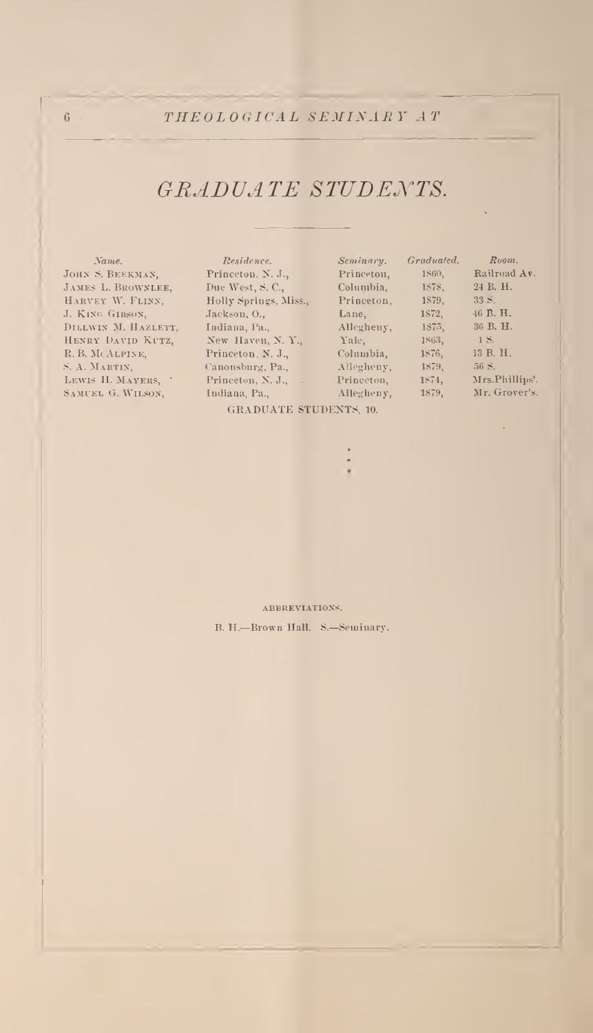# *GRADUATE STUDENTS.*

| *Name.* | *Residence.* | *Seminary.* | *Graduated.* | *Room.* |
|---|---|---|---|---|
| John S. Beekman, | Princeton, N. J., | Princeton, | 1860, | Railroad Av. |
| James L. Brownlee, | Due West, S. C., | Columbia, | 1878, | 24 B. H. |
| Harvey W. Flinn, | Holly Springs, Miss., | Princeton, | 1879, | 33 S. |
| J. King Gibson, | Jackson, O., | Lane, | 1872, | 46 B. H. |
| Dillwin M. Hazlett, | Indiana, Pa., | Allegheny, | 1875, | 36 B. H. |
| Henry David Kutz, | New Haven, N. Y., | Yale, | 1863, | 1 S. |
| R. B. McAlpine, | Princeton, N. J., | Columbia, | 1876, | 13 B. H. |
| S. A. Martin, | Canonsburg, Pa., | Allegheny, | 1879, | 56 S. |
| Lewis H. Mayers, | Princeton, N. J., | Princeton, | 1874, | Mrs. Phillips'. |
| Samuel G. Wilson, | Indiana, Pa., | Allegheny, | 1879, | Mr. Grover's. |

GRADUATE STUDENTS, 10.

ABBREVIATIONS.

B. H.—Brown Hall. S.—Seminary.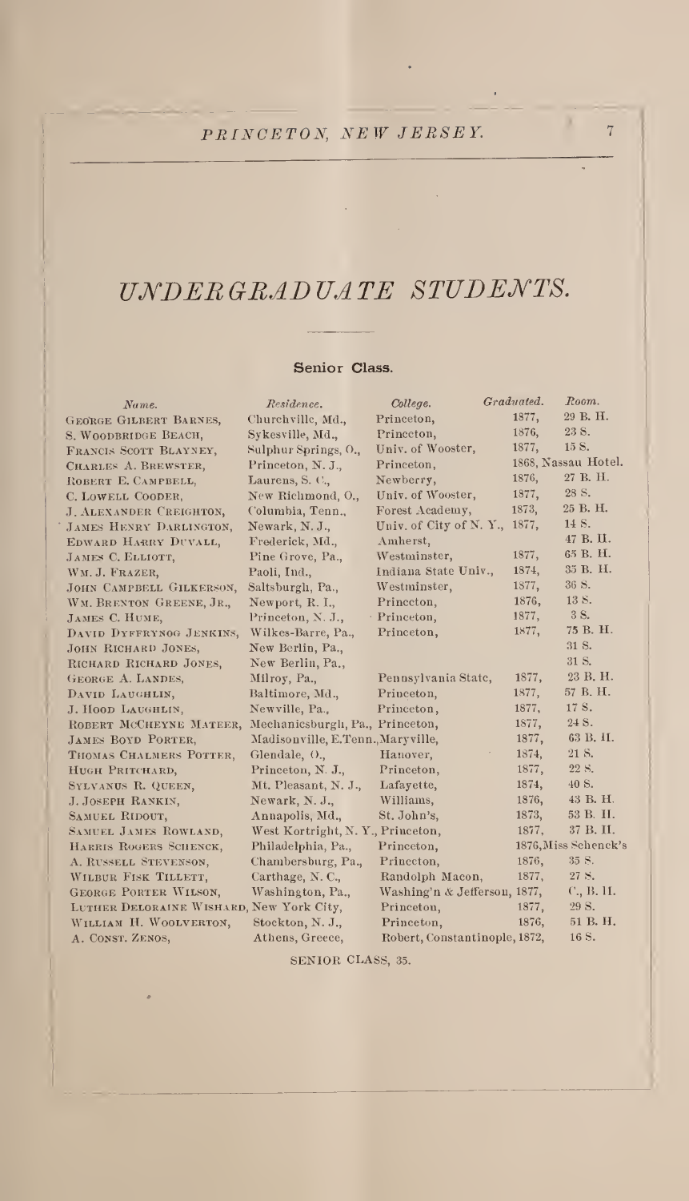# UNDERGRADUATE STUDENTS.

## Senior Class.

| Name. | Residence. | College. | Graduated. | Room. |
|---|---|---|---|---|
| George Gilbert Barnes, | Churchville, Md., | Princeton, | 1877, | 29 B. H. |
| S. Woodbridge Beach, | Sykesville, Md., | Princeton, | 1876, | 23 S. |
| Francis Scott Blayney, | Sulphur Springs, O., | Univ. of Wooster, | 1877, | 15 S. |
| Charles A. Brewster, | Princeton, N. J., | Princeton, | 1868, | Nassau Hotel. |
| Robert E. Campbell, | Laurens, S. C., | Newberry, | 1876, | 27 B. H. |
| C. Lowell Cooder, | New Richmond, O., | Univ. of Wooster, | 1877, | 28 S. |
| J. Alexander Creighton, | Columbia, Tenn., | Forest Academy, | 1873, | 25 B. H. |
| James Henry Darlington, | Newark, N. J., | Univ. of City of N. Y., | 1877, | 14 S. |
| Edward Harry Duvall, | Frederick, Md., | Amherst, | | 47 B. H. |
| James C. Elliott, | Pine Grove, Pa., | Westminster, | 1877, | 65 B. H. |
| Wm. J. Frazer, | Paoli, Ind., | Indiana State Univ., | 1874, | 35 B. H. |
| John Campbell Gilkerson, | Saltsburgh, Pa., | Westminster, | 1877, | 36 S. |
| Wm. Brenton Greene, Jr., | Newport, R. I., | Princeton, | 1876, | 13 S. |
| James C. Hume, | Princeton, N. J., | Princeton, | 1877, | 3 S. |
| David Dyffrynog Jenkins, | Wilkes-Barre, Pa., | Princeton, | 1877, | 75 B. H. |
| John Richard Jones, | New Berlin, Pa., | | | 31 S. |
| Richard Richard Jones, | New Berlin, Pa., | | | 31 S. |
| George A. Landes, | Milroy, Pa., | Pennsylvania State, | 1877, | 23 B. H. |
| David Laughlin, | Baltimore, Md., | Princeton, | 1877, | 57 B. H. |
| J. Hood Laughlin, | Newville, Pa., | Princeton, | 1877, | 17 S. |
| Robert McCheyne Mateer, | Mechanicsburgh, Pa., | Princeton, | 1877, | 24 S. |
| James Boyd Porter, | Madisonville, E. Tenn., | Maryville, | 1877, | 63 B. H. |
| Thomas Chalmers Potter, | Glendale, O., | Hanover, | 1874, | 21 S. |
| Hugh Pritchard, | Princeton, N. J., | Princeton, | 1877, | 22 S. |
| Sylvanus R. Queen, | Mt. Pleasant, N. J., | Lafayette, | 1874, | 40 S. |
| J. Joseph Rankin, | Newark, N. J., | Williams, | 1876, | 43 B. H. |
| Samuel Ridout, | Annapolis, Md., | St. John's, | 1873, | 53 B. H. |
| Samuel James Rowland, | West Kortright, N. Y., | Princeton, | 1877, | 37 B. H. |
| Harris Rogers Schenck, | Philadelphia, Pa., | Princeton, | 1876, | Miss Schenck's |
| A. Russell Stevenson, | Chambersburg, Pa., | Princeton, | 1876, | 35 S. |
| Wilbur Fisk Tillett, | Carthage, N. C., | Randolph Macon, | 1877, | 27 S. |
| George Porter Wilson, | Washington, Pa., | Washing'n & Jefferson, | 1877, | C., B. H. |
| Luther Deloraine Wishard, | New York City, | Princeton, | 1877, | 29 S. |
| William H. Woolverton, | Stockton, N. J., | Princeton, | 1876, | 51 B. H. |
| A. Const. Zenos, | Athens, Greece, | Robert, Constantinople, | 1872, | 16 S. |

SENIOR CLASS, 35.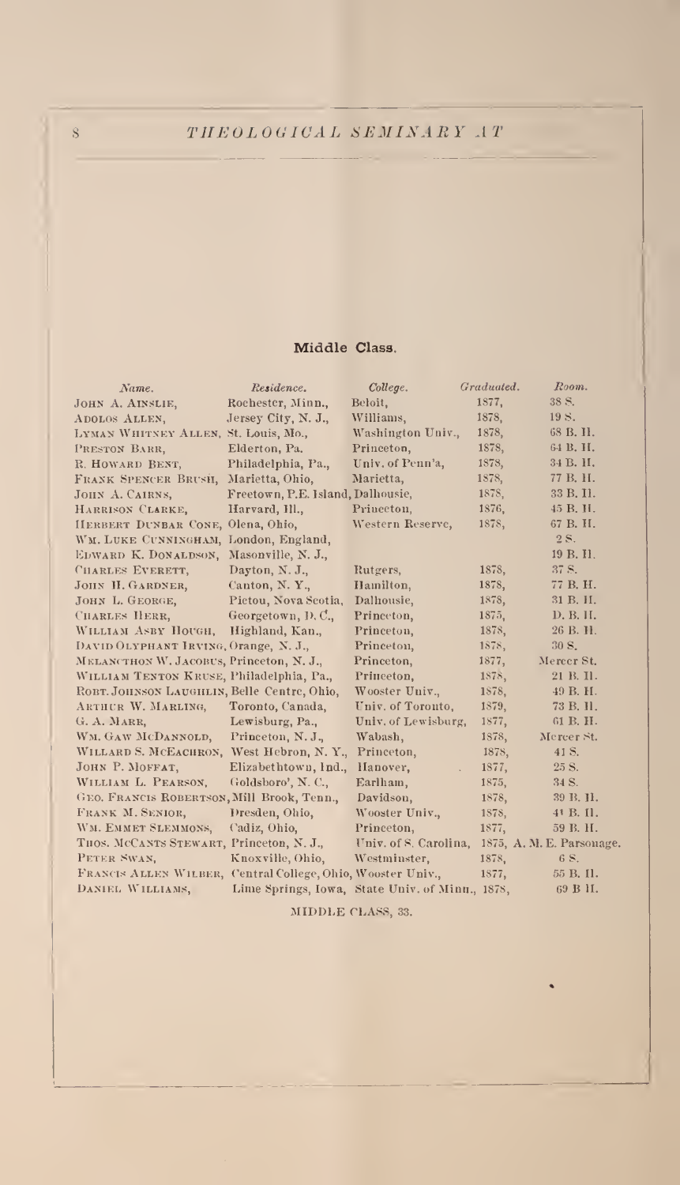## Middle Class.

| Name. | Residence. | College. | Graduated. | Room. |
| --- | --- | --- | --- | --- |
| John A. Ainslie, | Rochester, Minn., | Beloit, | 1877, | 38 S. |
| Adolos Allen, | Jersey City, N. J., | Williams, | 1878, | 19 S. |
| Lyman Whitney Allen, | St. Louis, Mo., | Washington Univ., | 1878, | 68 B. H. |
| Preston Barr, | Elderton, Pa. | Princeton, | 1878, | 64 B. H. |
| R. Howard Bent, | Philadelphia, Pa., | Univ. of Penn'a, | 1878, | 34 B. H. |
| Frank Spencer Brush, | Marietta, Ohio, | Marietta, | 1878, | 77 B. H. |
| John A. Cairns, | Freetown, P.E. Island, | Dalhousie, | 1878, | 33 B. H. |
| Harrison Clarke, | Harvard, Ill., | Princeton, | 1876, | 45 B. H. |
| Herbert Dunbar Cone, | Olena, Ohio, | Western Reserve, | 1878, | 67 B. H. |
| Wm. Luke Cunningham, | London, England, | | | 2 S. |
| Edward K. Donaldson, | Masonville, N. J., | | | 19 B. H. |
| Charles Everett, | Dayton, N. J., | Rutgers, | 1878, | 37 S. |
| John H. Gardner, | Canton, N. Y., | Hamilton, | 1878, | 77 B. H. |
| John L. George, | Pictou, Nova Scotia, | Dalhousie, | 1878, | 31 B. H. |
| Charles Herr, | Georgetown, D. C., | Princeton, | 1875, | D. B. H. |
| William Asby Hough, | Highland, Kan., | Princeton, | 1878, | 26 B. H. |
| David Olyphant Irving, | Orange, N. J., | Princeton, | 1878, | 30 S. |
| Melancthon W. Jacobus, | Princeton, N. J., | Princeton, | 1877, | Mercer St. |
| William Tenton Kruse, | Philadelphia, Pa., | Princeton, | 1878, | 21 B. H. |
| Robt. Johnson Laughlin, | Belle Centre, Ohio, | Wooster Univ., | 1878, | 49 B. H. |
| Arthur W. Marling, | Toronto, Canada, | Univ. of Toronto, | 1879, | 73 B. H. |
| G. A. Marr, | Lewisburg, Pa., | Univ. of Lewisburg, | 1877, | 61 B. H. |
| Wm. Gaw McDannold, | Princeton, N. J., | Wabash, | 1878, | Mercer St. |
| Willard S. McEachron, | West Hebron, N. Y., | Princeton, | 1878, | 41 S. |
| John P. Moffat, | Elizabethtown, Ind., | Hanover, | 1877, | 25 S. |
| William L. Pearson, | Goldsboro', N. C., | Earlham, | 1875, | 34 S. |
| Geo. Francis Robertson, | Mill Brook, Tenn., | Davidson, | 1878, | 39 B. H. |
| Frank M. Senior, | Dresden, Ohio, | Wooster Univ., | 1878, | 41 B. H. |
| Wm. Emmet Slemmons, | Cadiz, Ohio, | Princeton, | 1877, | 59 B. H. |
| Thos. McCants Stewart, | Princeton, N. J., | Univ. of S. Carolina, | 1875, | A. M. E. Parsonage. |
| Peter Swan, | Knoxville, Ohio, | Westminster, | 1878, | 6 S. |
| Francis Allen Wilber, | Central College, Ohio, | Wooster Univ., | 1877, | 55 B. H. |
| Daniel Williams, | Lime Springs, Iowa, | State Univ. of Minn., | 1878, | 69 B H. |

MIDDLE CLASS, 33.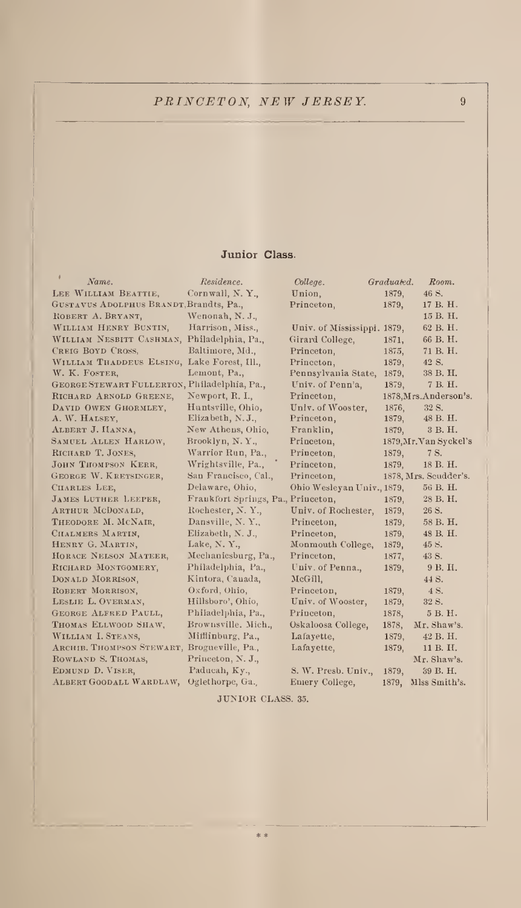## Junior Class.

| Name. | Residence. | College. | Graduated. | Room. |
|---|---|---|---|---|
| Lee William Beattie, | Cornwall, N. Y., | Union, | 1879, | 46 S. |
| Gustavus Adolphus Brandt, | Brandts, Pa., | Princeton, | 1879, | 17 B. H. |
| Robert A. Bryant, | Wenonah, N. J., | | | 15 B. H. |
| William Henry Buntin, | Harrison, Miss., | Univ. of Mississippi. | 1879, | 62 B. H. |
| William Nesbitt Cashman, | Philadelphia, Pa., | Girard College, | 1871, | 66 B. H. |
| Creig Boyd Cross, | Baltimore, Md., | Princeton, | 1875, | 71 B. H. |
| William Thaddeus Elsing, | Lake Forest, Ill., | Princeton, | 1879, | 42 S. |
| W. K. Foster, | Lemont, Pa., | Pennsylvania State, | 1879, | 38 B. H. |
| George Stewart Fullerton, | Philadelphia, Pa., | Univ. of Penn'a, | 1879, | 7 B. H. |
| Richard Arnold Greene, | Newport, R. I., | Princeton, | 1878, | Mrs. Anderson's. |
| David Owen Ghormley, | Huntsville, Ohio, | Univ. of Wooster, | 1876, | 32 S. |
| A. W. Halsey, | Elizabeth, N. J., | Princeton, | 1879, | 48 B. H. |
| Albert J. Hanna, | New Athens, Ohio, | Franklin, | 1879, | 3 B. H. |
| Samuel Allen Harlow, | Brooklyn, N. Y., | Princeton, | 1879, | Mr. Van Syckel's |
| Richard T. Jones, | Warrior Run, Pa., | Princeton, | 1879, | 7 S. |
| John Thompson Kerr, | Wrightsville, Pa., | Princeton, | 1879, | 18 B. H. |
| George W. Kretsinger, | San Francisco, Cal., | Princeton, | 1878, | Mrs. Scudder's. |
| Charles Lee, | Delaware, Ohio, | Ohio Wesleyan Univ., | 1879, | 56 B. H. |
| James Luther Leeper, | Frankfort Springs, Pa., | Princeton, | 1879, | 28 B. H. |
| Arthur McDonald, | Rochester, N. Y., | Univ. of Rochester, | 1879, | 26 S. |
| Theodore M. McNair, | Dansville, N. Y., | Princeton, | 1879, | 58 B. H. |
| Chalmers Martin, | Elizabeth, N. J., | Princeton, | 1879, | 48 B. H. |
| Henry G. Martin, | Lake, N. Y., | Monmouth College, | 1879, | 45 S. |
| Horace Nelson Mateer, | Mechanicsburg, Pa., | Princeton, | 1877, | 43 S. |
| Richard Montgomery, | Philadelphia, Pa., | Univ. of Penna., | 1879, | 9 B. H. |
| Donald Morrison, | Kintora, Canada, | McGill, | | 44 S. |
| Robert Morrison, | Oxford, Ohio, | Princeton, | 1879, | 4 S. |
| Leslie L. Overman, | Hillsboro', Ohio, | Univ. of Wooster, | 1879, | 32 S. |
| George Alfred Paull, | Philadelphia, Pa., | Princeton, | 1878, | 5 B. H. |
| Thomas Ellwood Shaw, | Brownsville. Mich., | Oskaloosa College, | 1878, | Mr. Shaw's. |
| William I. Steans, | Mifflinburg, Pa., | Lafayette, | 1879, | 42 B. H. |
| Archib. Thompson Stewart, | Brogueville, Pa., | Lafayette, | 1879, | 11 B. H. |
| Rowland S. Thomas, | Princeton, N. J., | | | Mr. Shaw's. |
| Edmund D. Viser, | Paducah, Ky., | S. W. Presb. Univ., | 1879, | 39 B. H. |
| Albert Goodall Wardlaw, | Oglethorpe, Ga., | Emery College, | 1879, | Miss Smith's. |

JUNIOR CLASS. 35.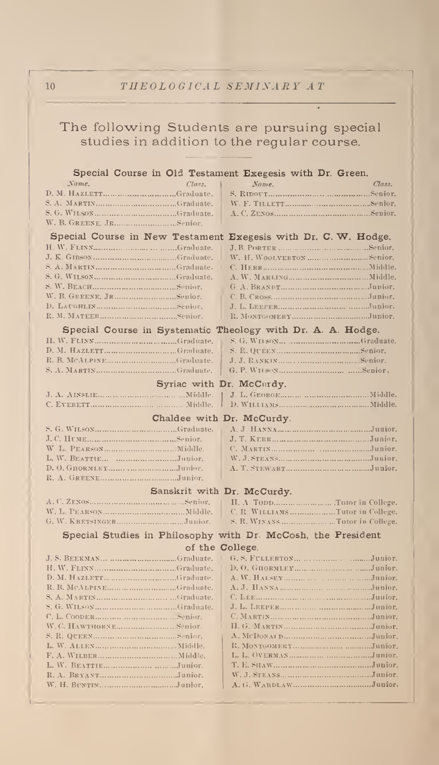## The following Students are pursuing special studies in addition to the regular course.

### Special Course in Old Testament Exegesis with Dr. Green.

| Name. | Class. | Name. | Class. |
|---|---|---|---|
| D. M. Hazlett | Graduate. | S. Ridout | Senior. |
| S. A. Martin | Graduate. | W. F. Tillett | Senior. |
| S. G. Wilson | Graduate. | A. C. Zenos | Senior. |
| W. B. Greene, Jr. | Senior. | | |

### Special Course in New Testament Exegesis with Dr. C. W. Hodge.

| Name. | Class. | Name. | Class. |
|---|---|---|---|
| H. W. Flinn | Graduate. | J. B. Porter | Senior. |
| J. K. Gibson | Graduate. | W. H. Woolverton | Senior. |
| S. A. Martin | Graduate. | C. Herr | Middle. |
| S. G. Wilson | Graduate. | A. W. Marling | Middle. |
| S. W. Beach | Senior. | G. A. Brandt | Junior. |
| W. B. Greene, Jr. | Senior. | C. B. Cross | Junior. |
| D. Laughlin | Senior. | J. L. Leeper | Junior. |
| R. M. Mateer | Senior. | R. Montgomery | Junior. |

### Special Course in Systematic Theology with Dr. A. A. Hodge.

| Name. | Class. | Name. | Class. |
|---|---|---|---|
| H. W. Flinn | Graduate. | S. G. Wilson | Graduate. |
| D. M. Hazlett | Graduate. | S. R. Queen | Senior. |
| R. B. McAlpine | Graduate. | J. J. Rankin | Senior. |
| S. A. Martin | Graduate. | G. P. Wilson | Senior. |

### Syriac with Dr. McCurdy.

| Name. | Class. | Name. | Class. |
|---|---|---|---|
| J. A. Ainslie | Middle. | J. L. George | Middle. |
| C. Everett | Middle. | D. Williams | Middle. |

### Chaldee with Dr. McCurdy.

| Name. | Class. | Name. | Class. |
|---|---|---|---|
| S. G. Wilson | Graduate. | A. J. Hanna | Junior. |
| J. C. Hume | Senior. | J. T. Kerr | Junior. |
| W. L. Pearson | Middle. | C. Martin | Junior. |
| L. W. Beattie | Junior. | W. J. Steans | Junior. |
| D. O. Ghormley | Junior. | A. T. Stewart | Junior. |
| R. A. Greene | Junior. | | |

### Sanskrit with Dr. McCurdy.

| Name. | Class. | Name. | Class. |
|---|---|---|---|
| A. C. Zenos | Senior. | H. A. Todd | Tutor in College. |
| W. L. Pearson | Middle. | C. R. Williams | Tutor in College. |
| G. W. Kretsinger | Junior. | S. R. Winans | Tutor in College. |

### Special Studies in Philosophy with Dr. McCosh, the President of the College.

| Name. | Class. | Name. | Class. |
|---|---|---|---|
| J. S. Beekman | Graduate. | G. S. Fullerton | Junior. |
| H. W. Flinn | Graduate. | D. O. Ghormley | Junior. |
| D. M. Hazlett | Graduate. | A. W. Halsey | Junior. |
| R. B. McAlpine | Graduate. | A. J. Hanna | Junior. |
| S. A. Martin | Graduate. | C. Lee | Junior. |
| S. G. Wilson | Graduate. | J. L. Leeper | Junior. |
| C. L. Cooder | Senior. | C. Martin | Junior. |
| W. C. Hawthorne | Senior. | H. G. Martin | Junior. |
| S. R. Queen | Senior. | A. McDonald | Junior. |
| L. W. Allen | Middle. | R. Montgomery | Junior. |
| F. A. Wilber | Middle. | L. L. Overman | Junior. |
| L. W. Beattie | Junior. | T. E. Shaw | Junior. |
| R. A. Bryant | Junior. | W. J. Steans | Junior. |
| W. H. Buntin | Junior. | A. G. Wardlaw | Junior. |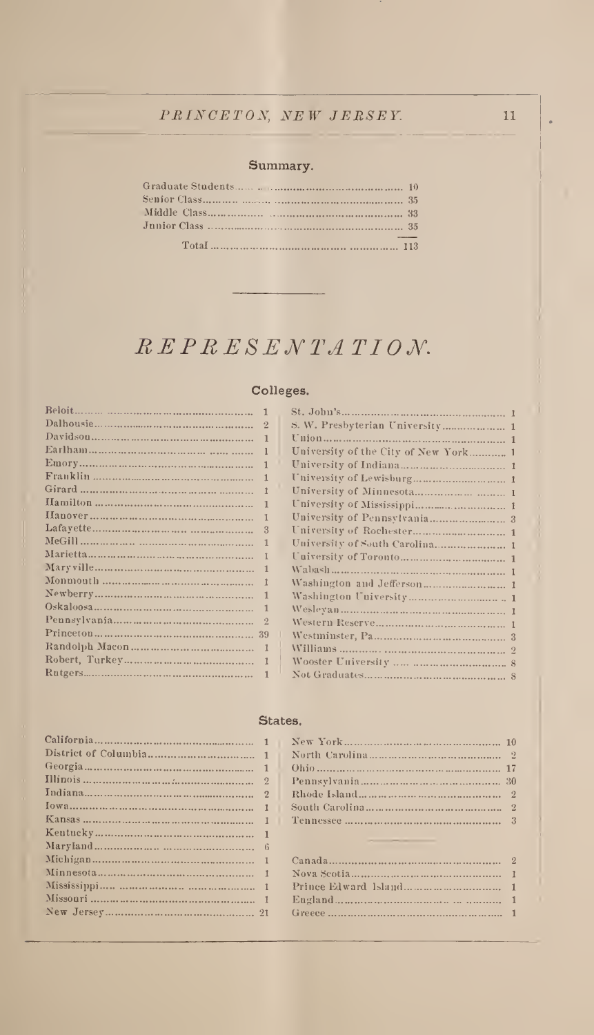## Summary.

| | |
|---|---|
| Graduate Students | 10 |
| Senior Class | 35 |
| Middle Class | 33 |
| Junior Class | 35 |
| Total | 113 |

# *REPRESENTATION.*

## Colleges.

| | | | |
|---|---|---|---|
| Beloit | 1 | St. John's | 1 |
| Dalhousie | 2 | S. W. Presbyterian University | 1 |
| Davidson | 1 | Union | 1 |
| Earlham | 1 | University of the City of New York | 1 |
| Emory | 1 | University of Indiana | 1 |
| Franklin | 1 | University of Lewisburg | 1 |
| Girard | 1 | University of Minnesota | 1 |
| Hamilton | 1 | University of Mississippi | 1 |
| Hanover | 1 | University of Pennsylvania | 3 |
| Lafayette | 3 | University of Rochester | 1 |
| McGill | 1 | University of South Carolina | 1 |
| Marietta | 1 | University of Toronto | 1 |
| Maryville | 1 | Wabash | 1 |
| Monmouth | 1 | Washington and Jefferson | 1 |
| Newberry | 1 | Washington University | 1 |
| Oskaloosa | 1 | Wesleyan | 1 |
| Pennsylvania | 2 | Western Reserve | 1 |
| Princeton | 39 | Westminster, Pa | 3 |
| Randolph Macon | 1 | Williams | 2 |
| Robert, Turkey | 1 | Wooster University | 8 |
| Rutgers | 1 | Not Graduates | 8 |

## States.

| | | | |
|---|---|---|---|
| California | 1 | New York | 10 |
| District of Columbia | 1 | North Carolina | 2 |
| Georgia | 1 | Ohio | 17 |
| Illinois | 2 | Pennsylvania | 30 |
| Indiana | 2 | Rhode Island | 2 |
| Iowa | 1 | South Carolina | 2 |
| Kansas | 1 | Tennessee | 3 |
| Kentucky | 1 | | |
| Maryland | 6 | | |
| Michigan | 1 | Canada | 2 |
| Minnesota | 1 | Nova Scotia | 1 |
| Mississippi | 1 | Prince Edward Island | 1 |
| Missouri | 1 | England | 1 |
| New Jersey | 21 | Greece | 1 |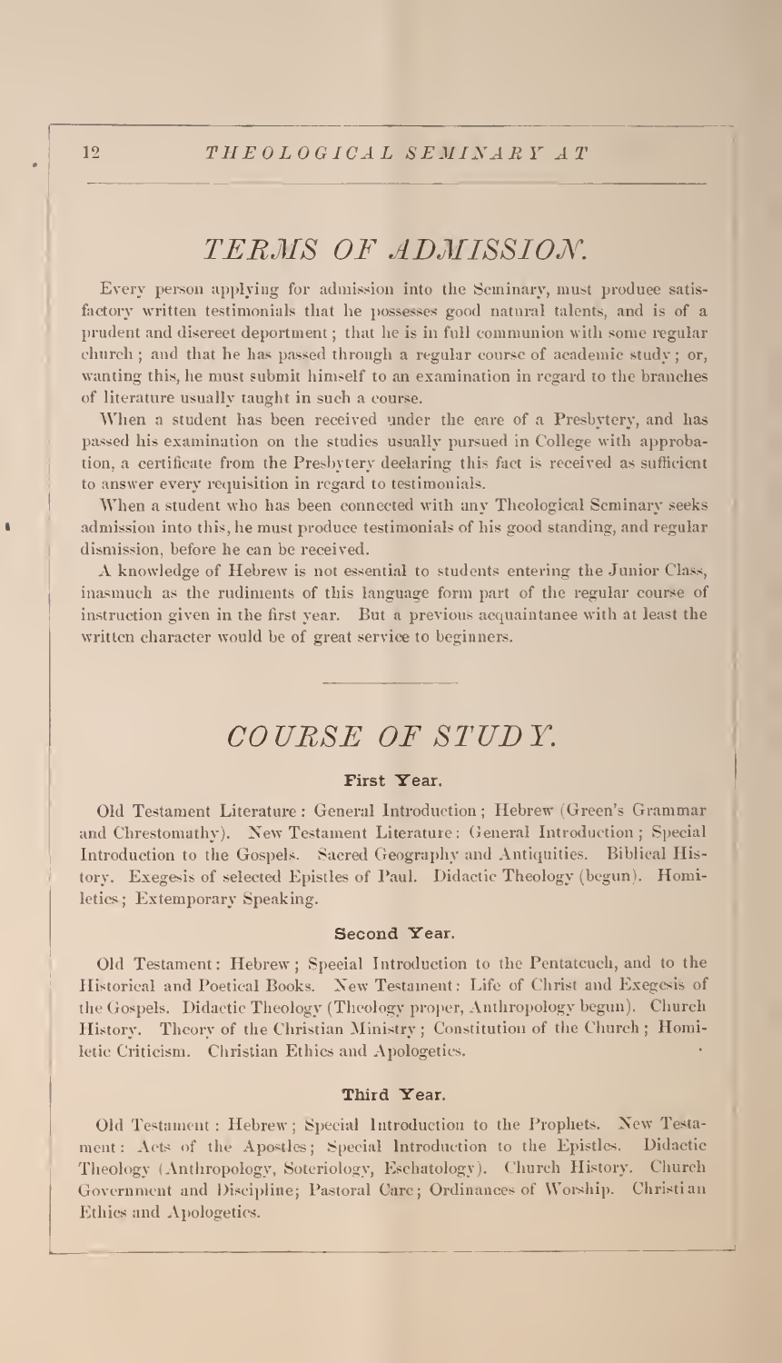## TERMS OF ADMISSION.

Every person applying for admission into the Seminary, must produce satisfactory written testimonials that he possesses good natural talents, and is of a prudent and discreet deportment; that he is in full communion with some regular church; and that he has passed through a regular course of academic study; or, wanting this, he must submit himself to an examination in regard to the branches of literature usually taught in such a course.

When a student has been received under the care of a Presbytery, and has passed his examination on the studies usually pursued in College with approbation, a certificate from the Presbytery declaring this fact is received as sufficient to answer every requisition in regard to testimonials.

When a student who has been connected with any Theological Seminary seeks admission into this, he must produce testimonials of his good standing, and regular dismission, before he can be received.

A knowledge of Hebrew is not essential to students entering the Junior Class, inasmuch as the rudiments of this language form part of the regular course of instruction given in the first year. But a previous acquaintance with at least the written character would be of great service to beginners.

## COURSE OF STUDY.

### First Year.

Old Testament Literature: General Introduction; Hebrew (Green's Grammar and Chrestomathy). New Testament Literature: General Introduction; Special Introduction to the Gospels. Sacred Geography and Antiquities. Biblical History. Exegesis of selected Epistles of Paul. Didactic Theology (begun). Homiletics; Extemporary Speaking.

### Second Year.

Old Testament: Hebrew; Special Introduction to the Pentateuch, and to the Historical and Poetical Books. New Testament: Life of Christ and Exegesis of the Gospels. Didactic Theology (Theology proper, Anthropology begun). Church History. Theory of the Christian Ministry; Constitution of the Church; Homiletic Criticism. Christian Ethics and Apologetics.

### Third Year.

Old Testament: Hebrew; Special Introduction to the Prophets. New Testament: Acts of the Apostles; Special Introduction to the Epistles. Didactic Theology (Anthropology, Soteriology, Eschatology). Church History. Church Government and Discipline; Pastoral Care; Ordinances of Worship. Christian Ethics and Apologetics.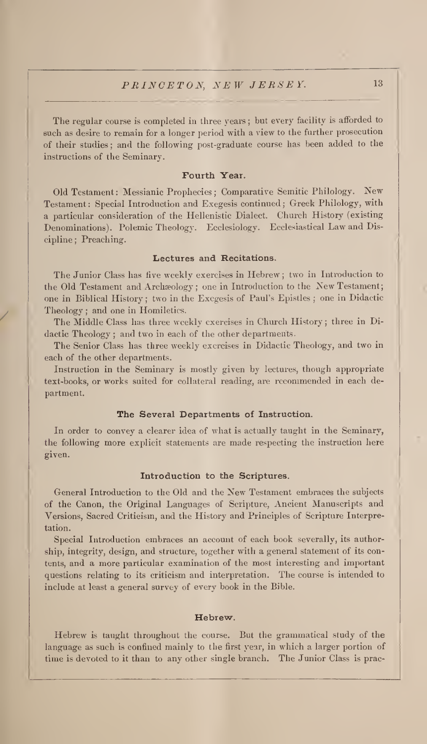The regular course is completed in three years; but every facility is afforded to such as desire to remain for a longer period with a view to the further prosecution of their studies; and the following post-graduate course has been added to the instructions of the Seminary.

### Fourth Year.

Old Testament: Messianic Prophecies; Comparative Semitic Philology. New Testament: Special Introduction and Exegesis continued; Greek Philology, with a particular consideration of the Hellenistic Dialect. Church History (existing Denominations). Polemic Theology. Ecclesiology. Ecclesiastical Law and Discipline; Preaching.

### Lectures and Recitations.

The Junior Class has five weekly exercises in Hebrew; two in Introduction to the Old Testament and Archæology; one in Introduction to the New Testament; one in Biblical History; two in the Exegesis of Paul's Epistles; one in Didactic Theology; and one in Homiletics.

The Middle Class has three weekly exercises in Church History; three in Didactic Theology; and two in each of the other departments.

The Senior Class has three weekly exercises in Didactic Theology, and two in each of the other departments.

Instruction in the Seminary is mostly given by lectures, though appropriate text-books, or works suited for collateral reading, are recommended in each department.

### The Several Departments of Instruction.

In order to convey a clearer idea of what is actually taught in the Seminary, the following more explicit statements are made respecting the instruction here given.

### Introduction to the Scriptures.

General Introduction to the Old and the New Testament embraces the subjects of the Canon, the Original Languages of Scripture, Ancient Manuscripts and Versions, Sacred Criticism, and the History and Principles of Scripture Interpretation.

Special Introduction embraces an account of each book severally, its authorship, integrity, design, and structure, together with a general statement of its contents, and a more particular examination of the most interesting and important questions relating to its criticism and interpretation. The course is intended to include at least a general survey of every book in the Bible.

### Hebrew.

Hebrew is taught throughout the course. But the grammatical study of the language as such is confined mainly to the first year, in which a larger portion of time is devoted to it than to any other single branch. The Junior Class is prac-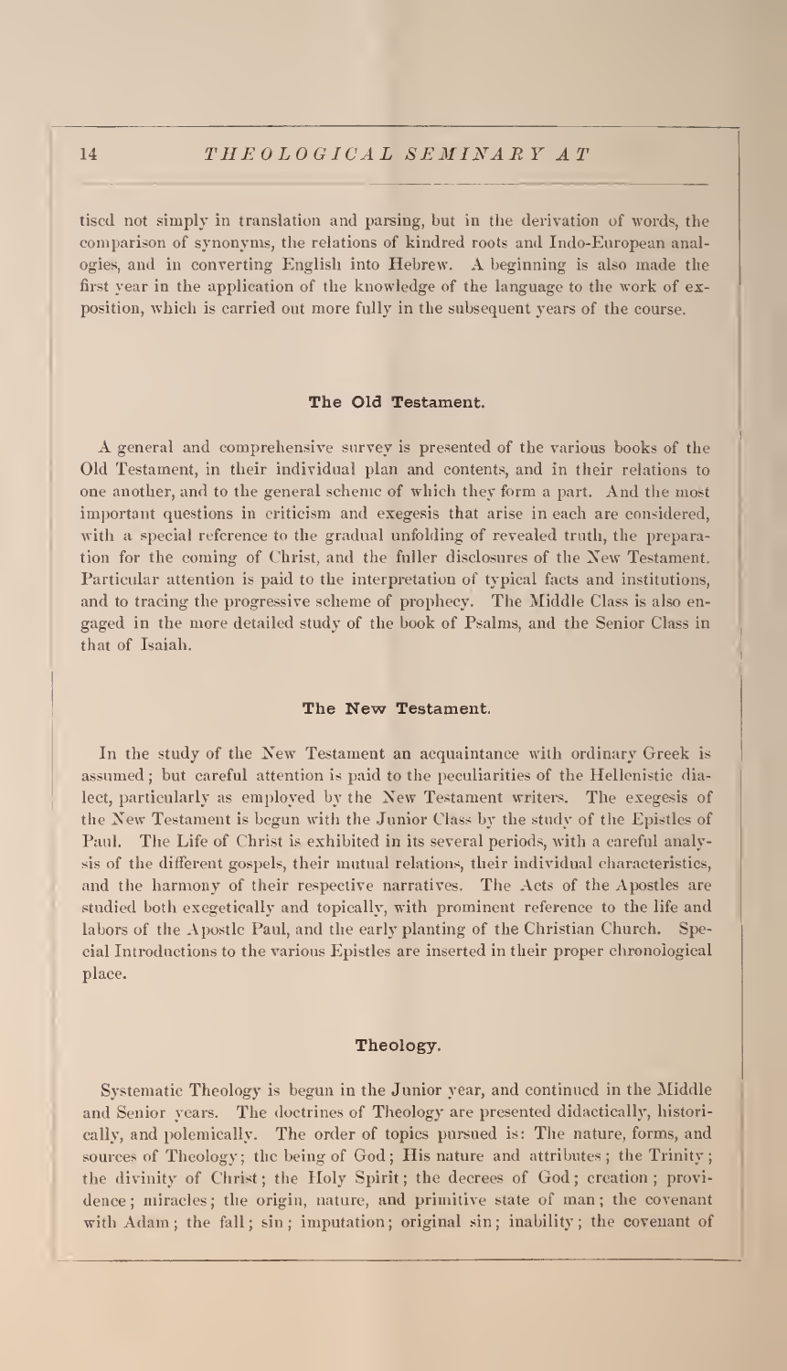tised not simply in translation and parsing, but in the derivation of words, the comparison of synonyms, the relations of kindred roots and Indo-European analogies, and in converting English into Hebrew. A beginning is also made the first year in the application of the knowledge of the language to the work of exposition, which is carried out more fully in the subsequent years of the course.

### The Old Testament.

A general and comprehensive survey is presented of the various books of the Old Testament, in their individual plan and contents, and in their relations to one another, and to the general scheme of which they form a part. And the most important questions in criticism and exegesis that arise in each are considered, with a special reference to the gradual unfolding of revealed truth, the preparation for the coming of Christ, and the fuller disclosures of the New Testament. Particular attention is paid to the interpretation of typical facts and institutions, and to tracing the progressive scheme of prophecy. The Middle Class is also engaged in the more detailed study of the book of Psalms, and the Senior Class in that of Isaiah.

### The New Testament.

In the study of the New Testament an acquaintance with ordinary Greek is assumed; but careful attention is paid to the peculiarities of the Hellenistic dialect, particularly as employed by the New Testament writers. The exegesis of the New Testament is begun with the Junior Class by the study of the Epistles of Paul. The Life of Christ is exhibited in its several periods, with a careful analysis of the different gospels, their mutual relations, their individual characteristics, and the harmony of their respective narratives. The Acts of the Apostles are studied both exegetically and topically, with prominent reference to the life and labors of the Apostle Paul, and the early planting of the Christian Church. Special Introductions to the various Epistles are inserted in their proper chronological place.

### Theology.

Systematic Theology is begun in the Junior year, and continued in the Middle and Senior years. The doctrines of Theology are presented didactically, historically, and polemically. The order of topics pursued is: The nature, forms, and sources of Theology; the being of God; His nature and attributes; the Trinity; the divinity of Christ; the Holy Spirit; the decrees of God; creation; providence; miracles; the origin, nature, and primitive state of man; the covenant with Adam; the fall; sin; imputation; original sin; inability; the covenant of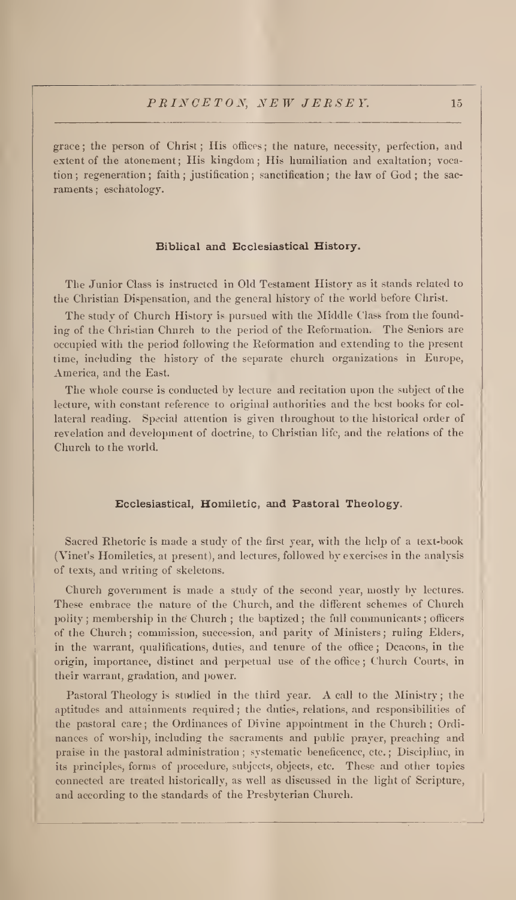grace; the person of Christ; His offices; the nature, necessity, perfection, and extent of the atonement; His kingdom; His humiliation and exaltation; vocation; regeneration; faith; justification; sanctification; the law of God; the sacraments; eschatology.

### Biblical and Ecclesiastical History.

The Junior Class is instructed in Old Testament History as it stands related to the Christian Dispensation, and the general history of the world before Christ.

The study of Church History is pursued with the Middle Class from the founding of the Christian Church to the period of the Reformation. The Seniors are occupied with the period following the Reformation and extending to the present time, including the history of the separate church organizations in Europe, America, and the East.

The whole course is conducted by lecture and recitation upon the subject of the lecture, with constant reference to original authorities and the best books for collateral reading. Special attention is given throughout to the historical order of revelation and development of doctrine, to Christian life, and the relations of the Church to the world.

### Ecclesiastical, Homiletic, and Pastoral Theology.

Sacred Rhetoric is made a study of the first year, with the help of a text-book (Vinet's Homiletics, at present), and lectures, followed by exercises in the analysis of texts, and writing of skeletons.

Church government is made a study of the second year, mostly by lectures. These embrace the nature of the Church, and the different schemes of Church polity; membership in the Church; the baptized; the full communicants; officers of the Church; commission, succession, and parity of Ministers; ruling Elders, in the warrant, qualifications, duties, and tenure of the office; Deacons, in the origin, importance, distinct and perpetual use of the office; Church Courts, in their warrant, gradation, and power.

Pastoral Theology is studied in the third year. A call to the Ministry; the aptitudes and attainments required; the duties, relations, and responsibilities of the pastoral care; the Ordinances of Divine appointment in the Church; Ordinances of worship, including the sacraments and public prayer, preaching and praise in the pastoral administration; systematic beneficence, etc.; Discipline, in its principles, forms of procedure, subjects, objects, etc. These and other topics connected are treated historically, as well as discussed in the light of Scripture, and according to the standards of the Presbyterian Church.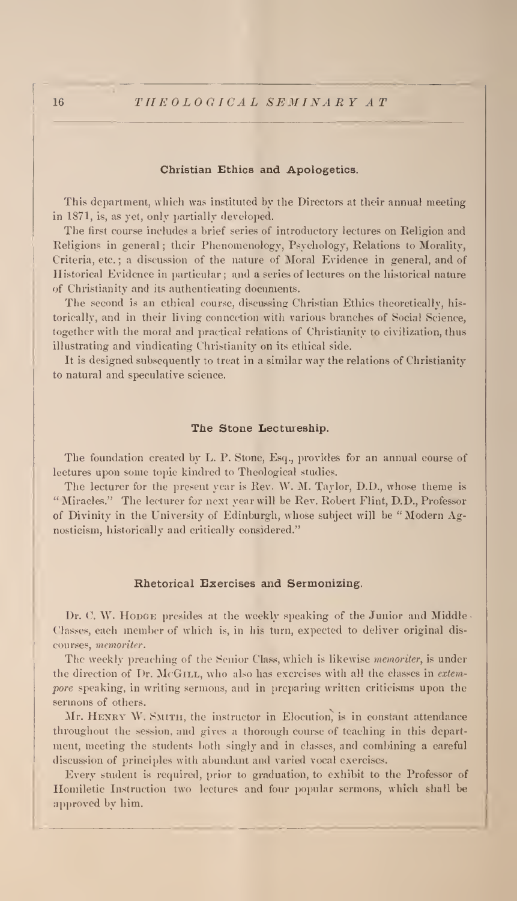## Christian Ethics and Apologetics.

This department, which was instituted by the Directors at their annual meeting in 1871, is, as yet, only partially developed.

The first course includes a brief series of introductory lectures on Religion and Religions in general; their Phenomenology, Psychology, Relations to Morality, Criteria, etc.; a discussion of the nature of Moral Evidence in general, and of Historical Evidence in particular; and a series of lectures on the historical nature of Christianity and its authenticating documents.

The second is an ethical course, discussing Christian Ethics theoretically, historically, and in their living connection with various branches of Social Science, together with the moral and practical relations of Christianity to civilization, thus illustrating and vindicating Christianity on its ethical side.

It is designed subsequently to treat in a similar way the relations of Christianity to natural and speculative science.

## The Stone Lectureship.

The foundation created by L. P. Stone, Esq., provides for an annual course of lectures upon some topic kindred to Theological studies.

The lecturer for the present year is Rev. W. M. Taylor, D.D., whose theme is "Miracles." The lecturer for next year will be Rev. Robert Flint, D.D., Professor of Divinity in the University of Edinburgh, whose subject will be "Modern Agnosticism, historically and critically considered."

## Rhetorical Exercises and Sermonizing.

Dr. C. W. Hodge presides at the weekly speaking of the Junior and Middle Classes, each member of which is, in his turn, expected to deliver original discourses, *memoriter*.

The weekly preaching of the Senior Class, which is likewise *memoriter*, is under the direction of Dr. McGill, who also has exercises with all the classes in *extempore* speaking, in writing sermons, and in preparing written criticisms upon the sermons of others.

Mr. Henry W. Smith, the instructor in Elocution, is in constant attendance throughout the session, and gives a thorough course of teaching in this department, meeting the students both singly and in classes, and combining a careful discussion of principles with abundant and varied vocal exercises.

Every student is required, prior to graduation, to exhibit to the Professor of Homiletic Instruction two lectures and four popular sermons, which shall be approved by him.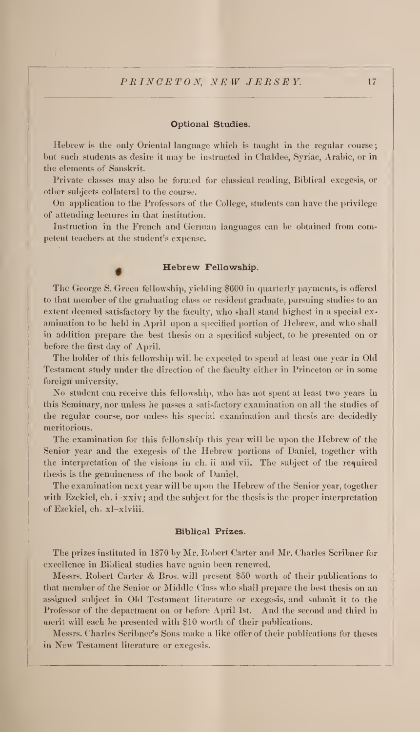### Optional Studies.

Hebrew is the only Oriental language which is taught in the regular course; but such students as desire it may be instructed in Chaldee, Syriac, Arabic, or in the elements of Sanskrit.

Private classes may also be formed for classical reading, Biblical exegesis, or other subjects collateral to the course.

On application to the Professors of the College, students can have the privilege of attending lectures in that institution.

Instruction in the French and German languages can be obtained from competent teachers at the student's expense.

### Hebrew Fellowship.

The George S. Green fellowship, yielding $600 in quarterly payments, is offered to that member of the graduating class or resident graduate, pursuing studies to an extent deemed satisfactory by the faculty, who shall stand highest in a special examination to be held in April upon a specified portion of Hebrew, and who shall in addition prepare the best thesis on a specified subject, to be presented on or before the first day of April.

The holder of this fellowship will be expected to spend at least one year in Old Testament study under the direction of the faculty either in Princeton or in some foreign university.

No student can receive this fellowship, who has not spent at least two years in this Seminary, nor unless he passes a satisfactory examination on all the studies of the regular course, nor unless his special examination and thesis are decidedly meritorious.

The examination for this fellowship this year will be upon the Hebrew of the Senior year and the exegesis of the Hebrew portions of Daniel, together with the interpretation of the visions in ch. ii and vii. The subject of the required thesis is the genuineness of the book of Daniel.

The examination next year will be upon the Hebrew of the Senior year, together with Ezekiel, ch. i–xxiv; and the subject for the thesis is the proper interpretation of Ezekiel, ch. xl–xlviii.

### Biblical Prizes.

The prizes instituted in 1870 by Mr. Robert Carter and Mr. Charles Scribner for excellence in Biblical studies have again been renewed.

Messrs. Robert Carter & Bros. will present $50 worth of their publications to that member of the Senior or Middle Class who shall prepare the best thesis on an assigned subject in Old Testament literature or exegesis, and submit it to the Professor of the department on or before April 1st. And the second and third in merit will each be presented with $10 worth of their publications.

Messrs. Charles Scribner's Sons make a like offer of their publications for theses in New Testament literature or exegesis.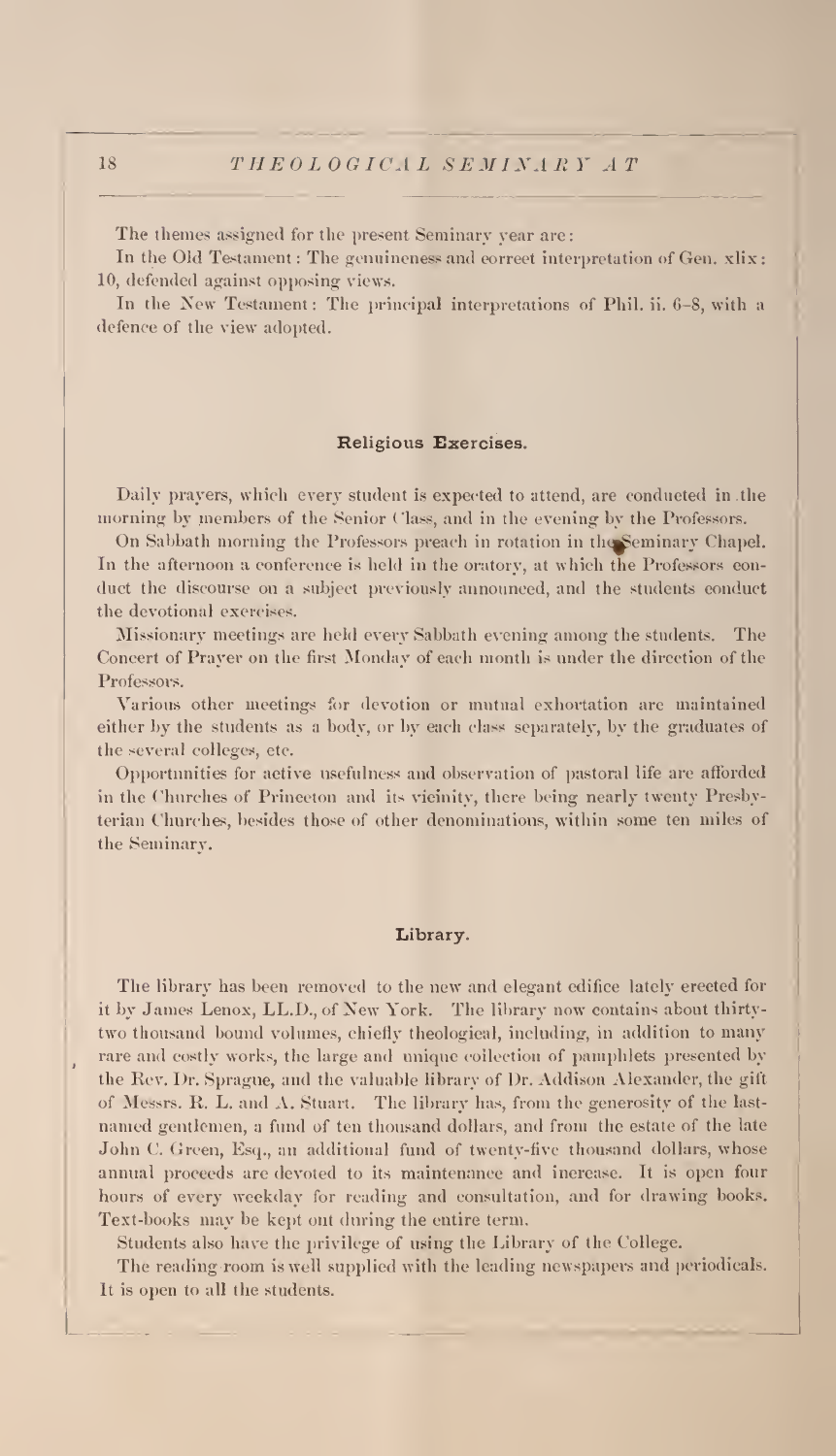The themes assigned for the present Seminary year are:

In the Old Testament: The genuineness and correct interpretation of Gen. xlix: 10, defended against opposing views.

In the New Testament: The principal interpretations of Phil. ii. 6–8, with a defence of the view adopted.

### Religious Exercises.

Daily prayers, which every student is expected to attend, are conducted in the morning by members of the Senior Class, and in the evening by the Professors.

On Sabbath morning the Professors preach in rotation in the Seminary Chapel. In the afternoon a conference is held in the oratory, at which the Professors conduct the discourse on a subject previously announced, and the students conduct the devotional exercises.

Missionary meetings are held every Sabbath evening among the students. The Concert of Prayer on the first Monday of each month is under the direction of the Professors.

Various other meetings for devotion or mutual exhortation are maintained either by the students as a body, or by each class separately, by the graduates of the several colleges, etc.

Opportunities for active usefulness and observation of pastoral life are afforded in the Churches of Princeton and its vicinity, there being nearly twenty Presbyterian Churches, besides those of other denominations, within some ten miles of the Seminary.

### Library.

The library has been removed to the new and elegant edifice lately erected for it by James Lenox, LL.D., of New York. The library now contains about thirty-two thousand bound volumes, chiefly theological, including, in addition to many rare and costly works, the large and unique collection of pamphlets presented by the Rev. Dr. Sprague, and the valuable library of Dr. Addison Alexander, the gift of Messrs. R. L. and A. Stuart. The library has, from the generosity of the last-named gentlemen, a fund of ten thousand dollars, and from the estate of the late John C. Green, Esq., an additional fund of twenty-five thousand dollars, whose annual proceeds are devoted to its maintenance and increase. It is open four hours of every weekday for reading and consultation, and for drawing books. Text-books may be kept out during the entire term.

Students also have the privilege of using the Library of the College.

The reading room is well supplied with the leading newspapers and periodicals. It is open to all the students.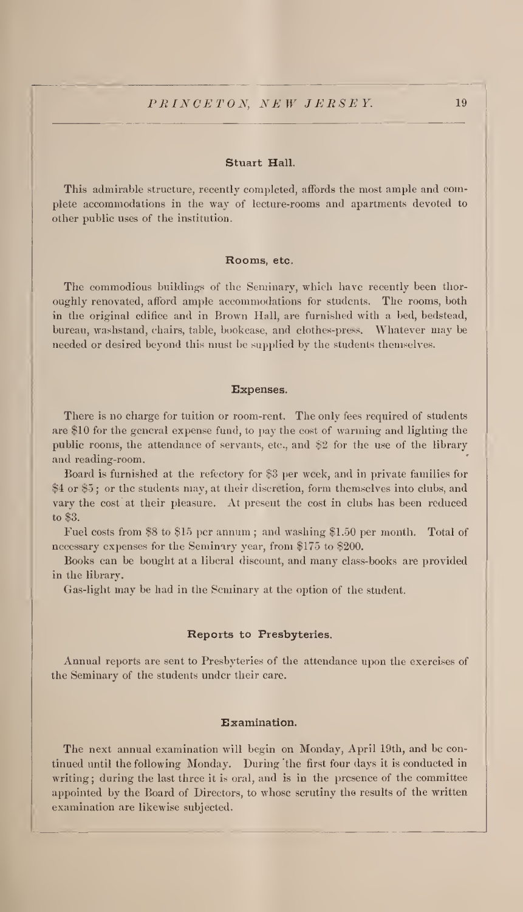### Stuart Hall.

This admirable structure, recently completed, affords the most ample and complete accommodations in the way of lecture-rooms and apartments devoted to other public uses of the institution.

### Rooms, etc.

The commodious buildings of the Seminary, which have recently been thoroughly renovated, afford ample accommodations for students. The rooms, both in the original edifice and in Brown Hall, are furnished with a bed, bedstead, bureau, washstand, chairs, table, bookcase, and clothes-press. Whatever may be needed or desired beyond this must be supplied by the students themselves.

### Expenses.

There is no charge for tuition or room-rent. The only fees required of students are $10 for the general expense fund, to pay the cost of warming and lighting the public rooms, the attendance of servants, etc., and $2 for the use of the library and reading-room.

Board is furnished at the refectory for $3 per week, and in private families for $4 or $5; or the students may, at their discretion, form themselves into clubs, and vary the cost at their pleasure. At present the cost in clubs has been reduced to $3.

Fuel costs from $8 to $15 per annum; and washing $1.50 per month. Total of necessary expenses for the Seminary year, from $175 to $200.

Books can be bought at a liberal discount, and many class-books are provided in the library.

Gas-light may be had in the Seminary at the option of the student.

### Reports to Presbyteries.

Annual reports are sent to Presbyteries of the attendance upon the exercises of the Seminary of the students under their care.

### Examination.

The next annual examination will begin on Monday, April 19th, and be continued until the following Monday. During the first four days it is conducted in writing; during the last three it is oral, and is in the presence of the committee appointed by the Board of Directors, to whose scrutiny the results of the written examination are likewise subjected.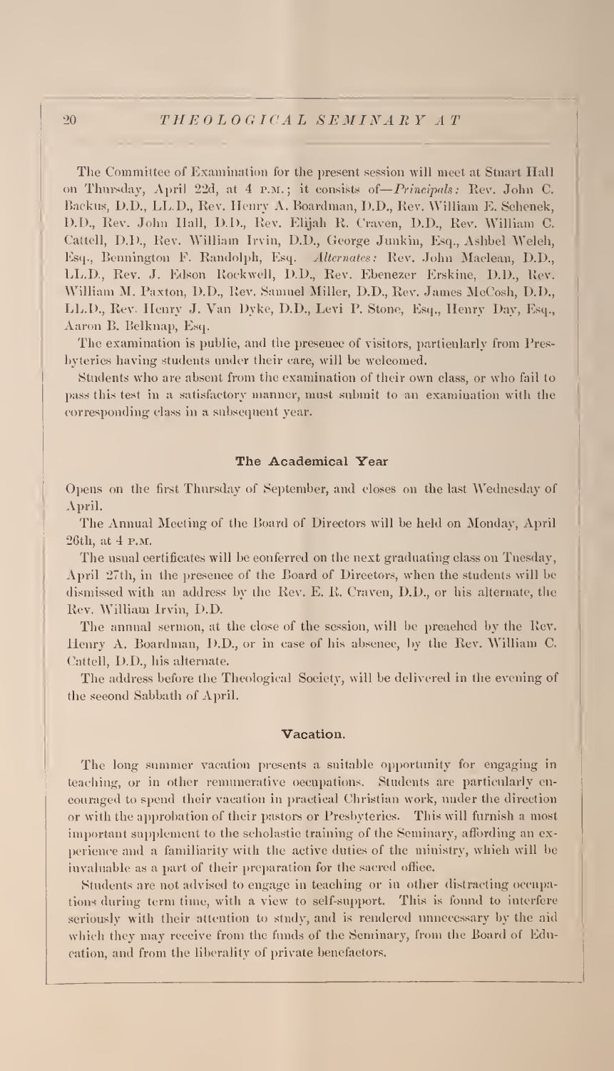The Committee of Examination for the present session will meet at Stuart Hall on Thursday, April 22d, at 4 P.M.; it consists of—*Principals:* Rev. John C. Backus, D.D., LL.D., Rev. Henry A. Boardman, D.D., Rev. William E. Schenck, D.D., Rev. John Hall, D.D., Rev. Elijah R. Craven, D.D., Rev. William C. Cattell, D.D., Rev. William Irvin, D.D., George Junkin, Esq., Ashbel Welch, Esq., Bennington F. Randolph, Esq. *Alternates:* Rev. John Maclean, D.D., LL.D., Rev. J. Edson Rockwell, D.D., Rev. Ebenezer Erskine, D.D., Rev. William M. Paxton, D.D., Rev. Samuel Miller, D.D., Rev. James McCosh, D.D., LL.D., Rev. Henry J. Van Dyke, D.D., Levi P. Stone, Esq., Henry Day, Esq., Aaron B. Belknap, Esq.

The examination is public, and the presence of visitors, particularly from Presbyteries having students under their care, will be welcomed.

Students who are absent from the examination of their own class, or who fail to pass this test in a satisfactory manner, must submit to an examination with the corresponding class in a subsequent year.

### The Academical Year

Opens on the first Thursday of September, and closes on the last Wednesday of April.

The Annual Meeting of the Board of Directors will be held on Monday, April 26th, at 4 P.M.

The usual certificates will be conferred on the next graduating class on Tuesday, April 27th, in the presence of the Board of Directors, when the students will be dismissed with an address by the Rev. E. R. Craven, D.D., or his alternate, the Rev. William Irvin, D.D.

The annual sermon, at the close of the session, will be preached by the Rev. Henry A. Boardman, D.D., or in case of his absence, by the Rev. William C. Cattell, D.D., his alternate.

The address before the Theological Society, will be delivered in the evening of the second Sabbath of April.

### Vacation.

The long summer vacation presents a suitable opportunity for engaging in teaching, or in other remunerative occupations. Students are particularly encouraged to spend their vacation in practical Christian work, under the direction or with the approbation of their pastors or Presbyteries. This will furnish a most important supplement to the scholastic training of the Seminary, affording an experience and a familiarity with the active duties of the ministry, which will be invaluable as a part of their preparation for the sacred office.

Students are not advised to engage in teaching or in other distracting occupations during term time, with a view to self-support. This is found to interfere seriously with their attention to study, and is rendered unnecessary by the aid which they may receive from the funds of the Seminary, from the Board of Education, and from the liberality of private benefactors.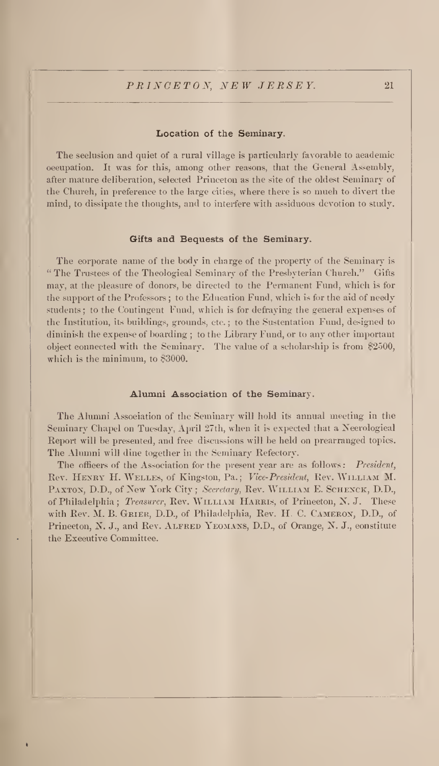## Location of the Seminary.

The seclusion and quiet of a rural village is particularly favorable to academic occupation. It was for this, among other reasons, that the General Assembly, after mature deliberation, selected Princeton as the site of the oldest Seminary of the Church, in preference to the large cities, where there is so much to divert the mind, to dissipate the thoughts, and to interfere with assiduous devotion to study.

## Gifts and Bequests of the Seminary.

The corporate name of the body in charge of the property of the Seminary is "The Trustees of the Theological Seminary of the Presbyterian Church." Gifts may, at the pleasure of donors, be directed to the Permanent Fund, which is for the support of the Professors; to the Education Fund, which is for the aid of needy students; to the Contingent Fund, which is for defraying the general expenses of the Institution, its buildings, grounds, etc.; to the Sustentation Fund, designed to diminish the expense of boarding; to the Library Fund, or to any other important object connected with the Seminary. The value of a scholarship is from $2500, which is the minimum, to $3000.

## Alumni Association of the Seminary.

The Alumni Association of the Seminary will hold its annual meeting in the Seminary Chapel on Tuesday, April 27th, when it is expected that a Necrological Report will be presented, and free discussions will be held on prearranged topics. The Alumni will dine together in the Seminary Refectory.

The officers of the Association for the present year are as follows: *President*, Rev. Henry H. Welles, of Kingston, Pa.; *Vice-President*, Rev. William M. Paxton, D.D., of New York City; *Secretary*, Rev. William E. Schenck, D.D., of Philadelphia; *Treasurer*, Rev. William Harris, of Princeton, N. J. These with Rev. M. B. Grier, D.D., of Philadelphia, Rev. H. C. Cameron, D.D., of Princeton, N. J., and Rev. Alfred Yeomans, D.D., of Orange, N. J., constitute the Executive Committee.